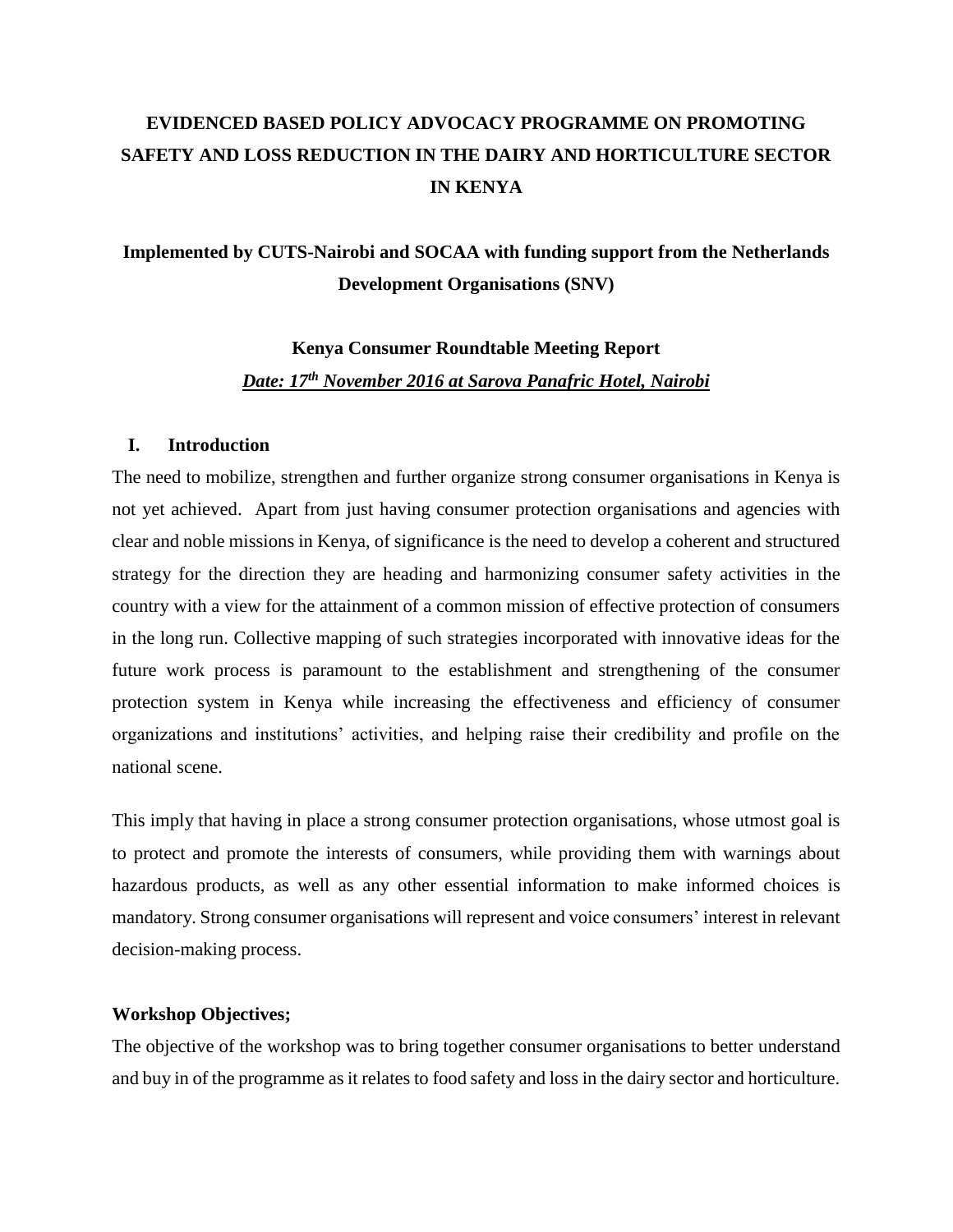# EVIDENCED BASED POLICY ADVOCACY PROGRAMME ON PROMOTING SAFETY AND LOSS REDUCTION IN THE DAIRY AND HORTICULTURE SECTOR IN KENYA

## Implemented by CUTS-Nairobi and SOCAA with funding support from the Netherlands Development Organisations (SNV)

### Kenya Consumer Roundtable Meeting Report

***Date: 17th November 2016 at Sarova Panafric Hotel, Nairobi***

## I. Introduction

The need to mobilize, strengthen and further organize strong consumer organisations in Kenya is not yet achieved. Apart from just having consumer protection organisations and agencies with clear and noble missions in Kenya, of significance is the need to develop a coherent and structured strategy for the direction they are heading and harmonizing consumer safety activities in the country with a view for the attainment of a common mission of effective protection of consumers in the long run. Collective mapping of such strategies incorporated with innovative ideas for the future work process is paramount to the establishment and strengthening of the consumer protection system in Kenya while increasing the effectiveness and efficiency of consumer organizations and institutions' activities, and helping raise their credibility and profile on the national scene.

This imply that having in place a strong consumer protection organisations, whose utmost goal is to protect and promote the interests of consumers, while providing them with warnings about hazardous products, as well as any other essential information to make informed choices is mandatory. Strong consumer organisations will represent and voice consumers' interest in relevant decision-making process.

**Workshop Objectives;**

The objective of the workshop was to bring together consumer organisations to better understand and buy in of the programme as it relates to food safety and loss in the dairy sector and horticulture.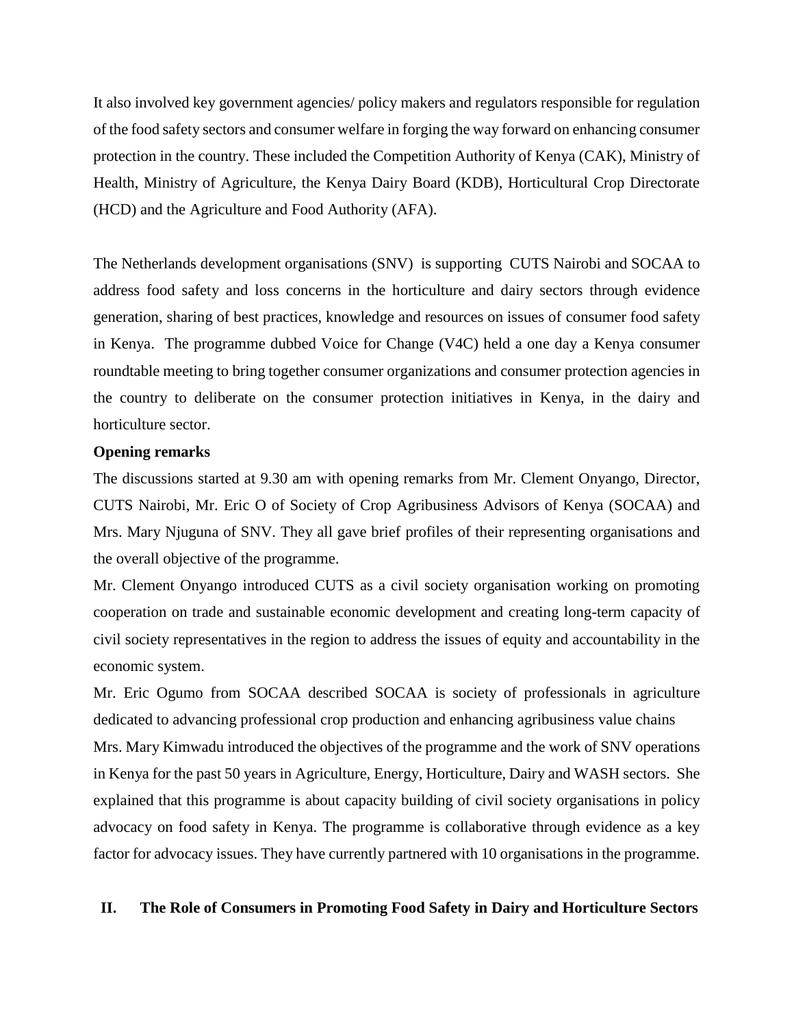It also involved key government agencies/ policy makers and regulators responsible for regulation of the food safety sectors and consumer welfare in forging the way forward on enhancing consumer protection in the country. These included the Competition Authority of Kenya (CAK), Ministry of Health, Ministry of Agriculture, the Kenya Dairy Board (KDB), Horticultural Crop Directorate (HCD) and the Agriculture and Food Authority (AFA).

The Netherlands development organisations (SNV) is supporting CUTS Nairobi and SOCAA to address food safety and loss concerns in the horticulture and dairy sectors through evidence generation, sharing of best practices, knowledge and resources on issues of consumer food safety in Kenya. The programme dubbed Voice for Change (V4C) held a one day a Kenya consumer roundtable meeting to bring together consumer organizations and consumer protection agencies in the country to deliberate on the consumer protection initiatives in Kenya, in the dairy and horticulture sector.

**Opening remarks**

The discussions started at 9.30 am with opening remarks from Mr. Clement Onyango, Director, CUTS Nairobi, Mr. Eric O of Society of Crop Agribusiness Advisors of Kenya (SOCAA) and Mrs. Mary Njuguna of SNV. They all gave brief profiles of their representing organisations and the overall objective of the programme.

Mr. Clement Onyango introduced CUTS as a civil society organisation working on promoting cooperation on trade and sustainable economic development and creating long-term capacity of civil society representatives in the region to address the issues of equity and accountability in the economic system.

Mr. Eric Ogumo from SOCAA described SOCAA is society of professionals in agriculture dedicated to advancing professional crop production and enhancing agribusiness value chains

Mrs. Mary Kimwadu introduced the objectives of the programme and the work of SNV operations in Kenya for the past 50 years in Agriculture, Energy, Horticulture, Dairy and WASH sectors. She explained that this programme is about capacity building of civil society organisations in policy advocacy on food safety in Kenya. The programme is collaborative through evidence as a key factor for advocacy issues. They have currently partnered with 10 organisations in the programme.

## II. The Role of Consumers in Promoting Food Safety in Dairy and Horticulture Sectors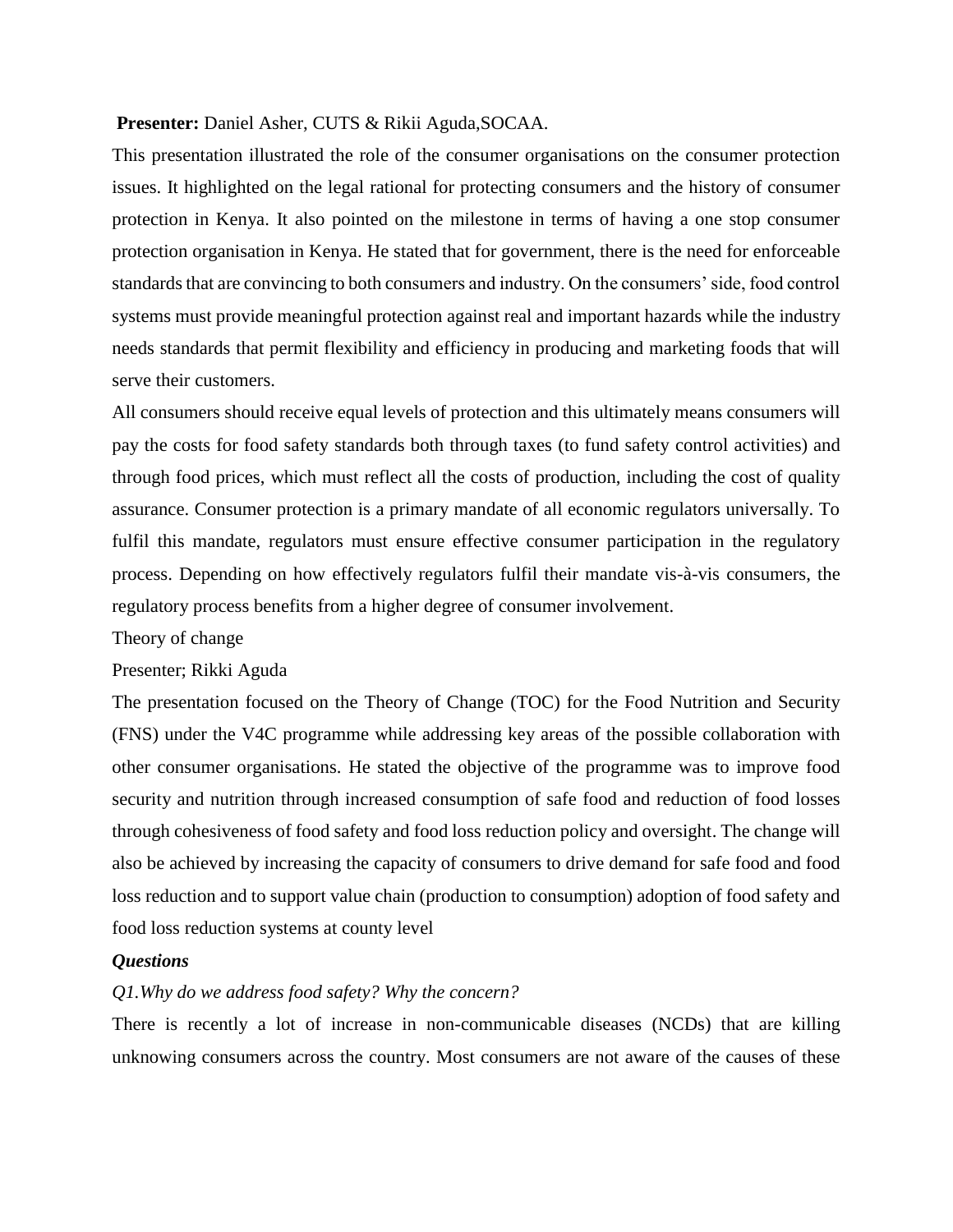**Presenter:** Daniel Asher, CUTS & Rikii Aguda,SOCAA.

This presentation illustrated the role of the consumer organisations on the consumer protection issues. It highlighted on the legal rational for protecting consumers and the history of consumer protection in Kenya. It also pointed on the milestone in terms of having a one stop consumer protection organisation in Kenya. He stated that for government, there is the need for enforceable standards that are convincing to both consumers and industry. On the consumers' side, food control systems must provide meaningful protection against real and important hazards while the industry needs standards that permit flexibility and efficiency in producing and marketing foods that will serve their customers.

All consumers should receive equal levels of protection and this ultimately means consumers will pay the costs for food safety standards both through taxes (to fund safety control activities) and through food prices, which must reflect all the costs of production, including the cost of quality assurance. Consumer protection is a primary mandate of all economic regulators universally. To fulfil this mandate, regulators must ensure effective consumer participation in the regulatory process. Depending on how effectively regulators fulfil their mandate vis-à-vis consumers, the regulatory process benefits from a higher degree of consumer involvement.

Theory of change

Presenter; Rikki Aguda

The presentation focused on the Theory of Change (TOC) for the Food Nutrition and Security (FNS) under the V4C programme while addressing key areas of the possible collaboration with other consumer organisations. He stated the objective of the programme was to improve food security and nutrition through increased consumption of safe food and reduction of food losses through cohesiveness of food safety and food loss reduction policy and oversight. The change will also be achieved by increasing the capacity of consumers to drive demand for safe food and food loss reduction and to support value chain (production to consumption) adoption of food safety and food loss reduction systems at county level

***Questions***

*Q1.Why do we address food safety? Why the concern?*

There is recently a lot of increase in non-communicable diseases (NCDs) that are killing unknowing consumers across the country. Most consumers are not aware of the causes of these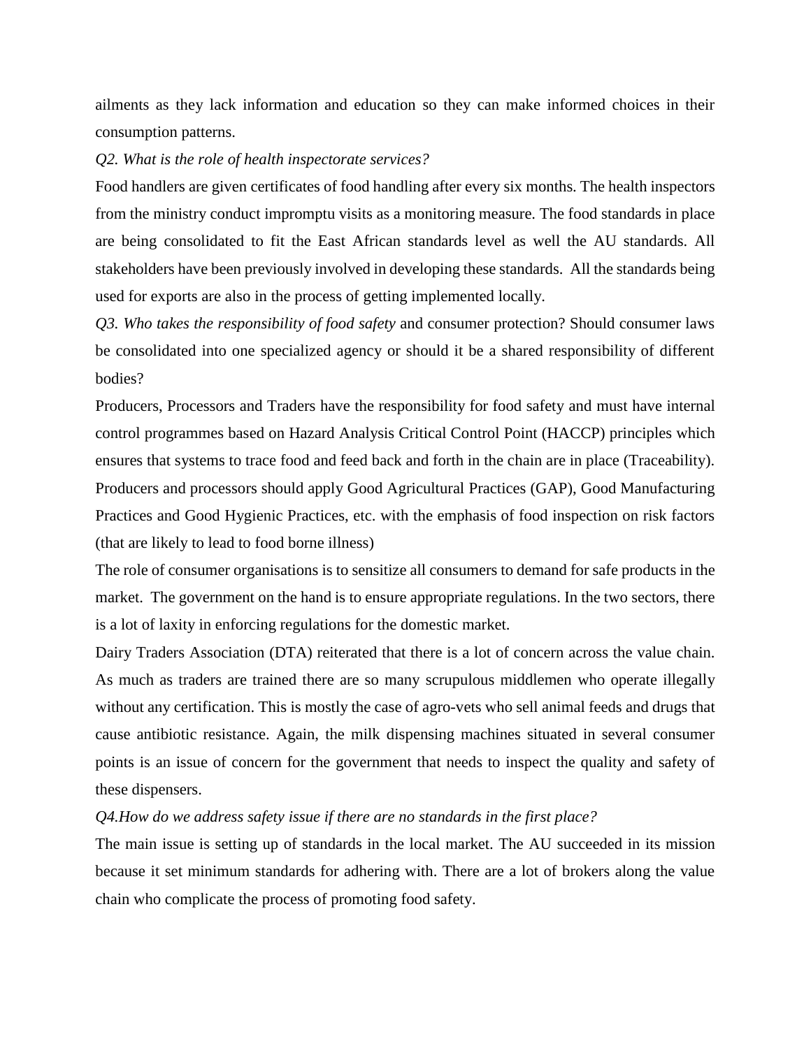ailments as they lack information and education so they can make informed choices in their consumption patterns.

*Q2. What is the role of health inspectorate services?*

Food handlers are given certificates of food handling after every six months. The health inspectors from the ministry conduct impromptu visits as a monitoring measure. The food standards in place are being consolidated to fit the East African standards level as well the AU standards. All stakeholders have been previously involved in developing these standards. All the standards being used for exports are also in the process of getting implemented locally.

*Q3. Who takes the responsibility of food safety* and consumer protection? Should consumer laws be consolidated into one specialized agency or should it be a shared responsibility of different bodies?

Producers, Processors and Traders have the responsibility for food safety and must have internal control programmes based on Hazard Analysis Critical Control Point (HACCP) principles which ensures that systems to trace food and feed back and forth in the chain are in place (Traceability). Producers and processors should apply Good Agricultural Practices (GAP), Good Manufacturing Practices and Good Hygienic Practices, etc. with the emphasis of food inspection on risk factors (that are likely to lead to food borne illness)

The role of consumer organisations is to sensitize all consumers to demand for safe products in the market. The government on the hand is to ensure appropriate regulations. In the two sectors, there is a lot of laxity in enforcing regulations for the domestic market.

Dairy Traders Association (DTA) reiterated that there is a lot of concern across the value chain. As much as traders are trained there are so many scrupulous middlemen who operate illegally without any certification. This is mostly the case of agro-vets who sell animal feeds and drugs that cause antibiotic resistance. Again, the milk dispensing machines situated in several consumer points is an issue of concern for the government that needs to inspect the quality and safety of these dispensers.

*Q4.How do we address safety issue if there are no standards in the first place?*

The main issue is setting up of standards in the local market. The AU succeeded in its mission because it set minimum standards for adhering with. There are a lot of brokers along the value chain who complicate the process of promoting food safety.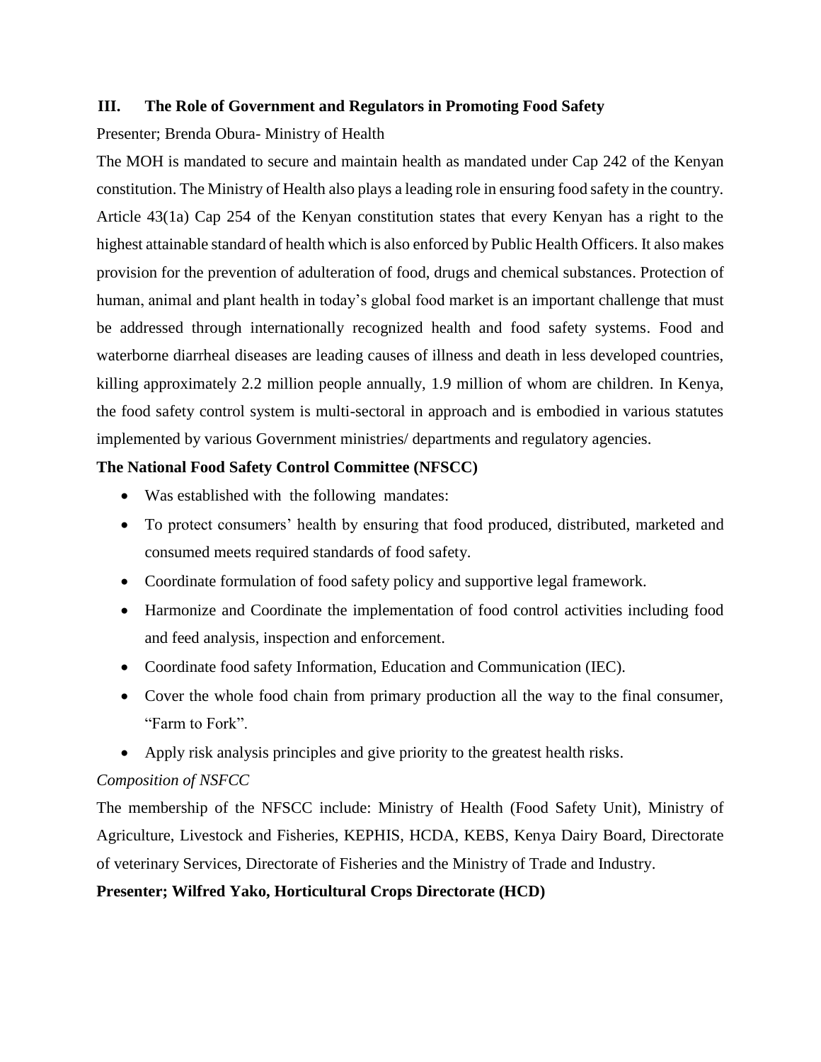### III. The Role of Government and Regulators in Promoting Food Safety

Presenter; Brenda Obura- Ministry of Health

The MOH is mandated to secure and maintain health as mandated under Cap 242 of the Kenyan constitution. The Ministry of Health also plays a leading role in ensuring food safety in the country. Article 43(1a) Cap 254 of the Kenyan constitution states that every Kenyan has a right to the highest attainable standard of health which is also enforced by Public Health Officers. It also makes provision for the prevention of adulteration of food, drugs and chemical substances. Protection of human, animal and plant health in today's global food market is an important challenge that must be addressed through internationally recognized health and food safety systems. Food and waterborne diarrheal diseases are leading causes of illness and death in less developed countries, killing approximately 2.2 million people annually, 1.9 million of whom are children. In Kenya, the food safety control system is multi-sectoral in approach and is embodied in various statutes implemented by various Government ministries/ departments and regulatory agencies.

**The National Food Safety Control Committee (NFSCC)**

- Was established with the following mandates:
- To protect consumers' health by ensuring that food produced, distributed, marketed and consumed meets required standards of food safety.
- Coordinate formulation of food safety policy and supportive legal framework.
- Harmonize and Coordinate the implementation of food control activities including food and feed analysis, inspection and enforcement.
- Coordinate food safety Information, Education and Communication (IEC).
- Cover the whole food chain from primary production all the way to the final consumer, "Farm to Fork".
- Apply risk analysis principles and give priority to the greatest health risks.

*Composition of NSFCC*

The membership of the NFSCC include: Ministry of Health (Food Safety Unit), Ministry of Agriculture, Livestock and Fisheries, KEPHIS, HCDA, KEBS, Kenya Dairy Board, Directorate of veterinary Services, Directorate of Fisheries and the Ministry of Trade and Industry.

**Presenter; Wilfred Yako, Horticultural Crops Directorate (HCD)**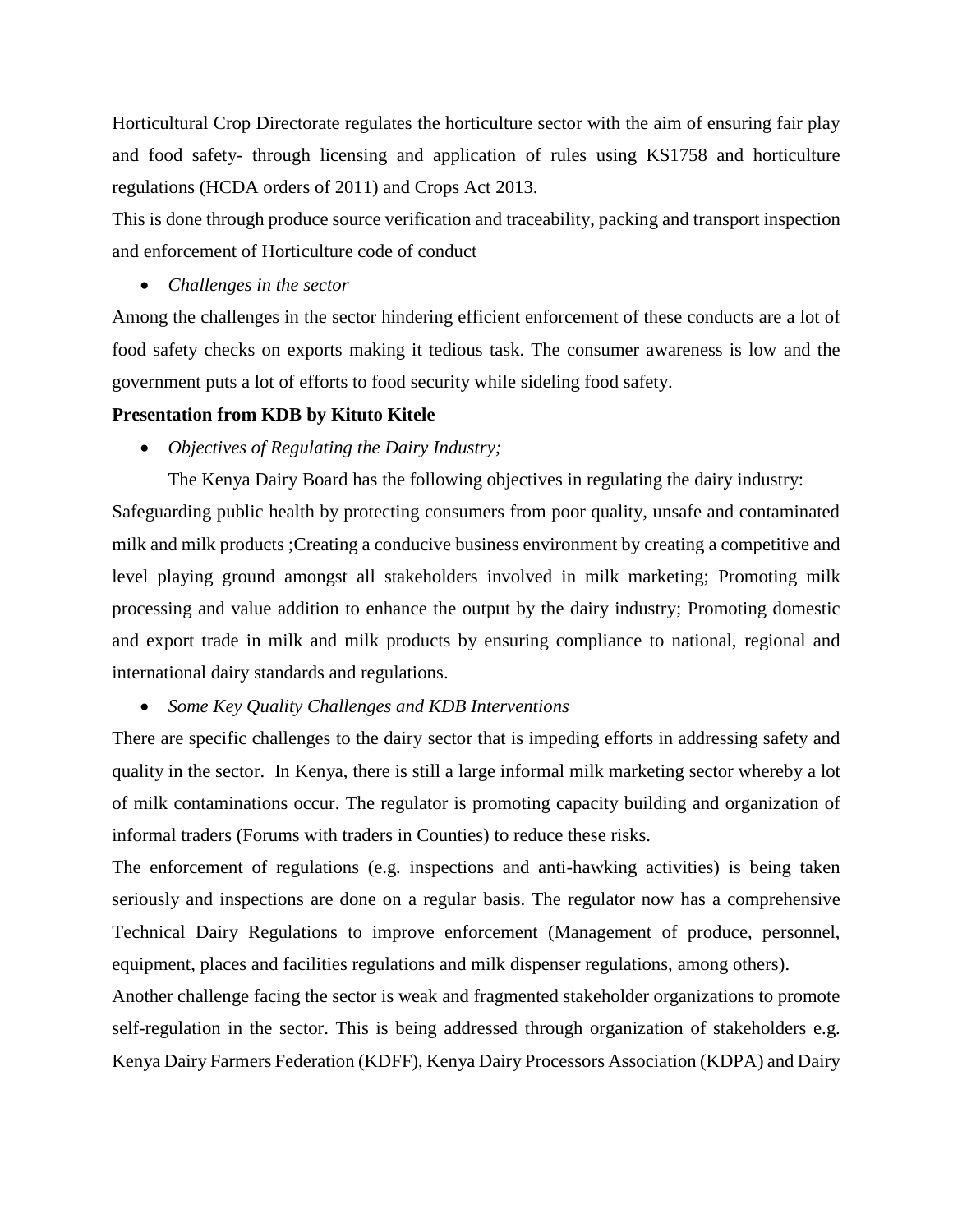Horticultural Crop Directorate regulates the horticulture sector with the aim of ensuring fair play and food safety- through licensing and application of rules using KS1758 and horticulture regulations (HCDA orders of 2011) and Crops Act 2013.

This is done through produce source verification and traceability, packing and transport inspection and enforcement of Horticulture code of conduct

- *Challenges in the sector*

Among the challenges in the sector hindering efficient enforcement of these conducts are a lot of food safety checks on exports making it tedious task. The consumer awareness is low and the government puts a lot of efforts to food security while sideling food safety.

**Presentation from KDB by Kituto Kitele**

- *Objectives of Regulating the Dairy Industry;*

The Kenya Dairy Board has the following objectives in regulating the dairy industry: Safeguarding public health by protecting consumers from poor quality, unsafe and contaminated milk and milk products ;Creating a conducive business environment by creating a competitive and level playing ground amongst all stakeholders involved in milk marketing; Promoting milk processing and value addition to enhance the output by the dairy industry; Promoting domestic and export trade in milk and milk products by ensuring compliance to national, regional and international dairy standards and regulations.

- *Some Key Quality Challenges and KDB Interventions*

There are specific challenges to the dairy sector that is impeding efforts in addressing safety and quality in the sector. In Kenya, there is still a large informal milk marketing sector whereby a lot of milk contaminations occur. The regulator is promoting capacity building and organization of informal traders (Forums with traders in Counties) to reduce these risks.

The enforcement of regulations (e.g. inspections and anti-hawking activities) is being taken seriously and inspections are done on a regular basis. The regulator now has a comprehensive Technical Dairy Regulations to improve enforcement (Management of produce, personnel, equipment, places and facilities regulations and milk dispenser regulations, among others).

Another challenge facing the sector is weak and fragmented stakeholder organizations to promote self-regulation in the sector. This is being addressed through organization of stakeholders e.g. Kenya Dairy Farmers Federation (KDFF), Kenya Dairy Processors Association (KDPA) and Dairy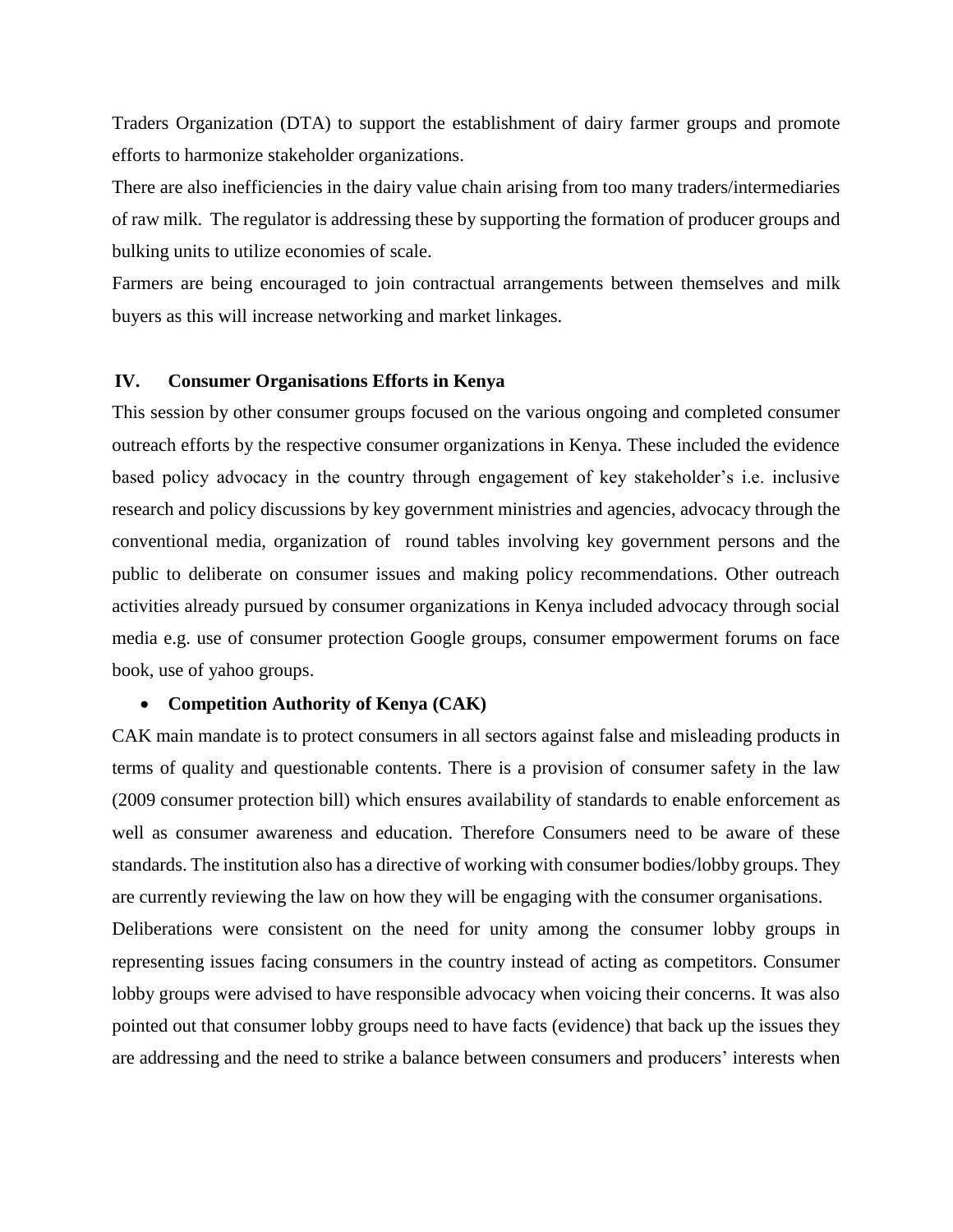Traders Organization (DTA) to support the establishment of dairy farmer groups and promote efforts to harmonize stakeholder organizations.

There are also inefficiencies in the dairy value chain arising from too many traders/intermediaries of raw milk. The regulator is addressing these by supporting the formation of producer groups and bulking units to utilize economies of scale.

Farmers are being encouraged to join contractual arrangements between themselves and milk buyers as this will increase networking and market linkages.

## IV. Consumer Organisations Efforts in Kenya

This session by other consumer groups focused on the various ongoing and completed consumer outreach efforts by the respective consumer organizations in Kenya. These included the evidence based policy advocacy in the country through engagement of key stakeholder's i.e. inclusive research and policy discussions by key government ministries and agencies, advocacy through the conventional media, organization of round tables involving key government persons and the public to deliberate on consumer issues and making policy recommendations. Other outreach activities already pursued by consumer organizations in Kenya included advocacy through social media e.g. use of consumer protection Google groups, consumer empowerment forums on face book, use of yahoo groups.

- **Competition Authority of Kenya (CAK)**

CAK main mandate is to protect consumers in all sectors against false and misleading products in terms of quality and questionable contents. There is a provision of consumer safety in the law (2009 consumer protection bill) which ensures availability of standards to enable enforcement as well as consumer awareness and education. Therefore Consumers need to be aware of these standards. The institution also has a directive of working with consumer bodies/lobby groups. They are currently reviewing the law on how they will be engaging with the consumer organisations.

Deliberations were consistent on the need for unity among the consumer lobby groups in representing issues facing consumers in the country instead of acting as competitors. Consumer lobby groups were advised to have responsible advocacy when voicing their concerns. It was also pointed out that consumer lobby groups need to have facts (evidence) that back up the issues they are addressing and the need to strike a balance between consumers and producers' interests when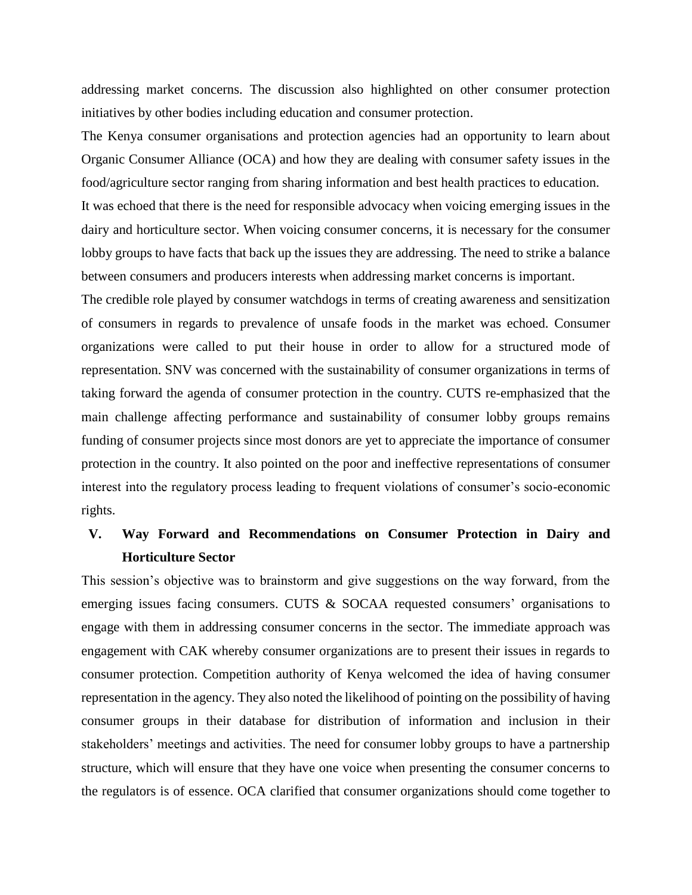addressing market concerns. The discussion also highlighted on other consumer protection initiatives by other bodies including education and consumer protection.

The Kenya consumer organisations and protection agencies had an opportunity to learn about Organic Consumer Alliance (OCA) and how they are dealing with consumer safety issues in the food/agriculture sector ranging from sharing information and best health practices to education.

It was echoed that there is the need for responsible advocacy when voicing emerging issues in the dairy and horticulture sector. When voicing consumer concerns, it is necessary for the consumer lobby groups to have facts that back up the issues they are addressing. The need to strike a balance between consumers and producers interests when addressing market concerns is important.

The credible role played by consumer watchdogs in terms of creating awareness and sensitization of consumers in regards to prevalence of unsafe foods in the market was echoed. Consumer organizations were called to put their house in order to allow for a structured mode of representation. SNV was concerned with the sustainability of consumer organizations in terms of taking forward the agenda of consumer protection in the country. CUTS re-emphasized that the main challenge affecting performance and sustainability of consumer lobby groups remains funding of consumer projects since most donors are yet to appreciate the importance of consumer protection in the country. It also pointed on the poor and ineffective representations of consumer interest into the regulatory process leading to frequent violations of consumer's socio-economic rights.

## V. Way Forward and Recommendations on Consumer Protection in Dairy and Horticulture Sector

This session's objective was to brainstorm and give suggestions on the way forward, from the emerging issues facing consumers. CUTS & SOCAA requested consumers' organisations to engage with them in addressing consumer concerns in the sector. The immediate approach was engagement with CAK whereby consumer organizations are to present their issues in regards to consumer protection. Competition authority of Kenya welcomed the idea of having consumer representation in the agency. They also noted the likelihood of pointing on the possibility of having consumer groups in their database for distribution of information and inclusion in their stakeholders' meetings and activities. The need for consumer lobby groups to have a partnership structure, which will ensure that they have one voice when presenting the consumer concerns to the regulators is of essence. OCA clarified that consumer organizations should come together to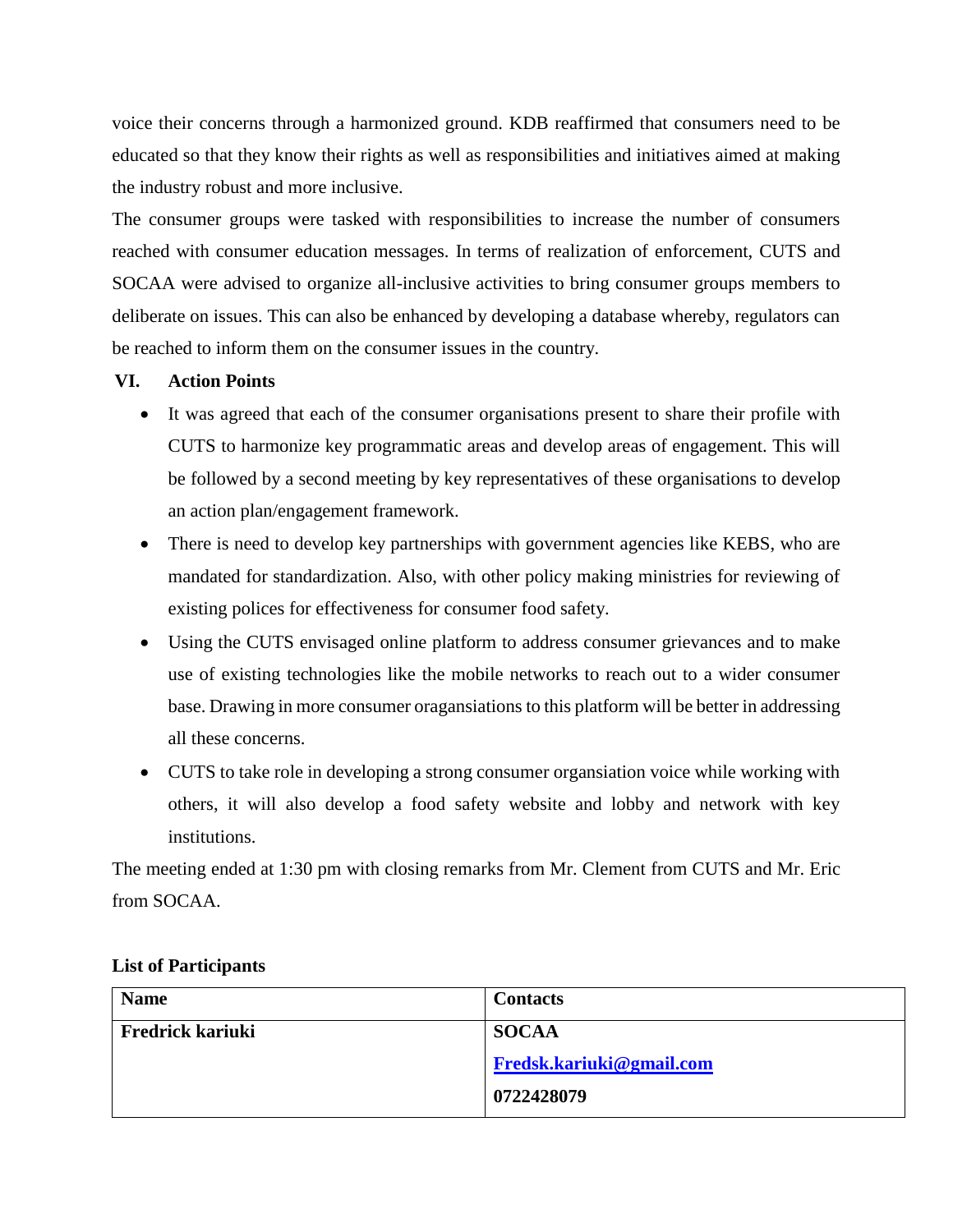voice their concerns through a harmonized ground. KDB reaffirmed that consumers need to be educated so that they know their rights as well as responsibilities and initiatives aimed at making the industry robust and more inclusive.

The consumer groups were tasked with responsibilities to increase the number of consumers reached with consumer education messages. In terms of realization of enforcement, CUTS and SOCAA were advised to organize all-inclusive activities to bring consumer groups members to deliberate on issues. This can also be enhanced by developing a database whereby, regulators can be reached to inform them on the consumer issues in the country.

## VI. Action Points

- It was agreed that each of the consumer organisations present to share their profile with CUTS to harmonize key programmatic areas and develop areas of engagement. This will be followed by a second meeting by key representatives of these organisations to develop an action plan/engagement framework.
- There is need to develop key partnerships with government agencies like KEBS, who are mandated for standardization. Also, with other policy making ministries for reviewing of existing polices for effectiveness for consumer food safety.
- Using the CUTS envisaged online platform to address consumer grievances and to make use of existing technologies like the mobile networks to reach out to a wider consumer base. Drawing in more consumer oragansiations to this platform will be better in addressing all these concerns.
- CUTS to take role in developing a strong consumer organsiation voice while working with others, it will also develop a food safety website and lobby and network with key institutions.

The meeting ended at 1:30 pm with closing remarks from Mr. Clement from CUTS and Mr. Eric from SOCAA.

**List of Participants**

| Name | Contacts |
|---|---|
| **Fredrick kariuki** | **SOCAA**<br>**Fredsk.kariuki@gmail.com**<br>**0722428079** |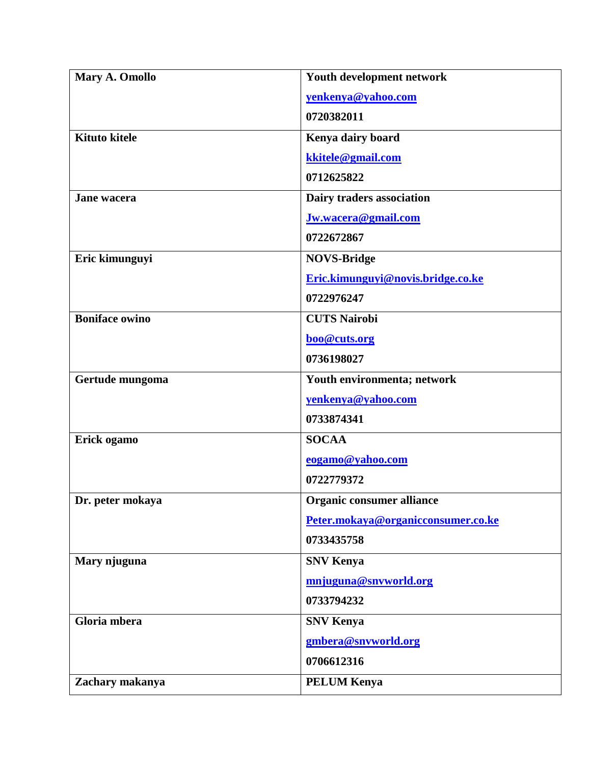| | |
|---|---|
| **Mary A. Omollo** | **Youth development network**<br>**yenkenya@yahoo.com**<br>**0720382011** |
| **Kituto kitele** | **Kenya dairy board**<br>**kkitele@gmail.com**<br>**0712625822** |
| **Jane wacera** | **Dairy traders association**<br>**Jw.wacera@gmail.com**<br>**0722672867** |
| **Eric kimunguyi** | **NOVS-Bridge**<br>**Eric.kimunguyi@novis.bridge.co.ke**<br>**0722976247** |
| **Boniface owino** | **CUTS Nairobi**<br>**boo@cuts.org**<br>**0736198027** |
| **Gertude mungoma** | **Youth environmenta; network**<br>**yenkenya@yahoo.com**<br>**0733874341** |
| **Erick ogamo** | **SOCAA**<br>**eogamo@yahoo.com**<br>**0722779372** |
| **Dr. peter mokaya** | **Organic consumer alliance**<br>**Peter.mokaya@organicconsumer.co.ke**<br>**0733435758** |
| **Mary njuguna** | **SNV Kenya**<br>**mnjuguna@snvworld.org**<br>**0733794232** |
| **Gloria mbera** | **SNV Kenya**<br>**gmbera@snvworld.org**<br>**0706612316** |
| **Zachary makanya** | **PELUM Kenya** |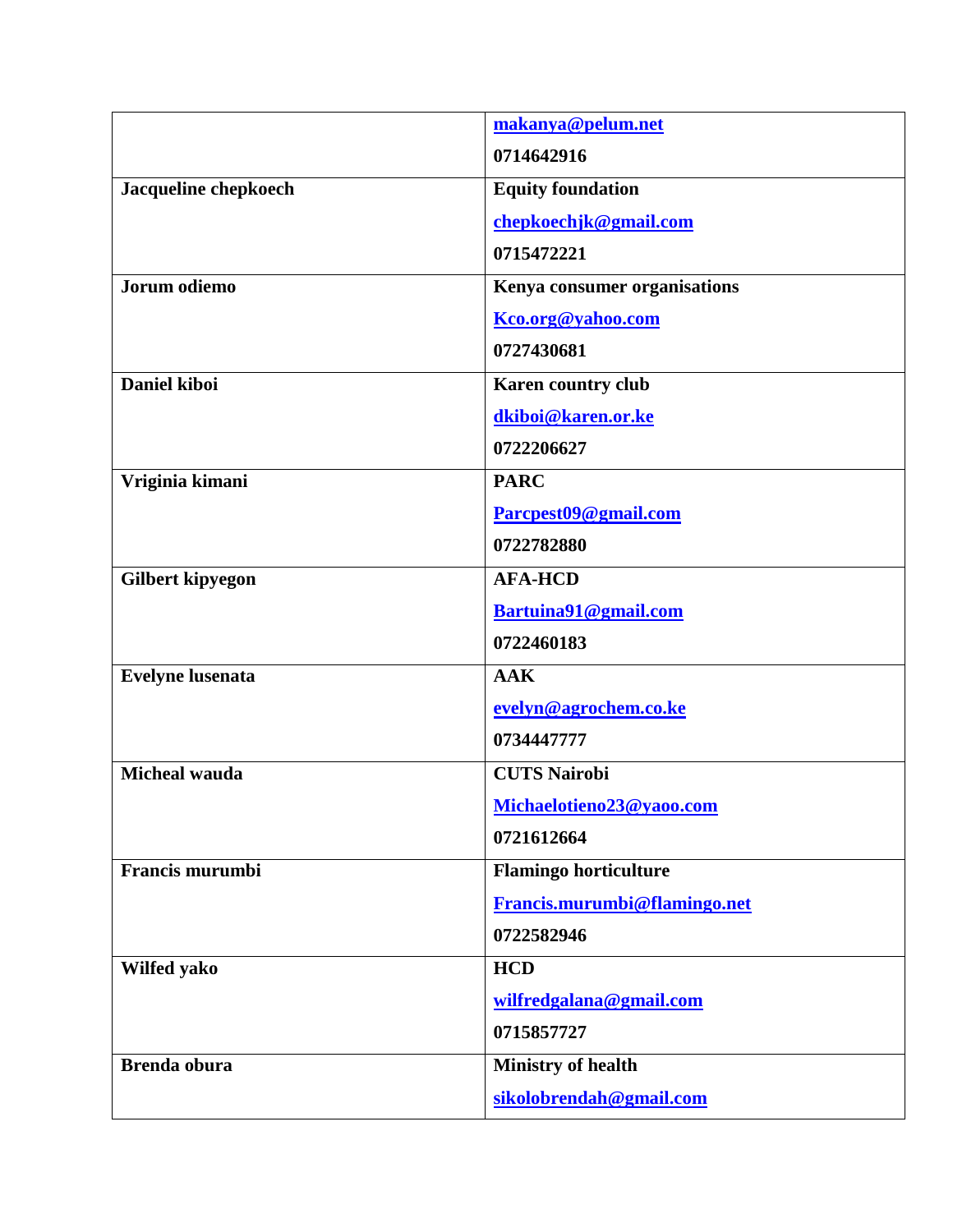| | |
|---|---|
| | **makanya@pelum.net**<br>**0714642916** |
| **Jacqueline chepkoech** | **Equity foundation**<br>**chepkoechjk@gmail.com**<br>**0715472221** |
| **Jorum odiemo** | **Kenya consumer organisations**<br>**Kco.org@yahoo.com**<br>**0727430681** |
| **Daniel kiboi** | **Karen country club**<br>**dkiboi@karen.or.ke**<br>**0722206627** |
| **Vriginia kimani** | **PARC**<br>**Parcpest09@gmail.com**<br>**0722782880** |
| **Gilbert kipyegon** | **AFA-HCD**<br>**Bartuina91@gmail.com**<br>**0722460183** |
| **Evelyne lusenata** | **AAK**<br>**evelyn@agrochem.co.ke**<br>**0734447777** |
| **Micheal wauda** | **CUTS Nairobi**<br>**Michaelotieno23@yaoo.com**<br>**0721612664** |
| **Francis murumbi** | **Flamingo horticulture**<br>**Francis.murumbi@flamingo.net**<br>**0722582946** |
| **Wilfed yako** | **HCD**<br>**wilfredgalana@gmail.com**<br>**0715857727** |
| **Brenda obura** | **Ministry of health**<br>**sikolobrendah@gmail.com** |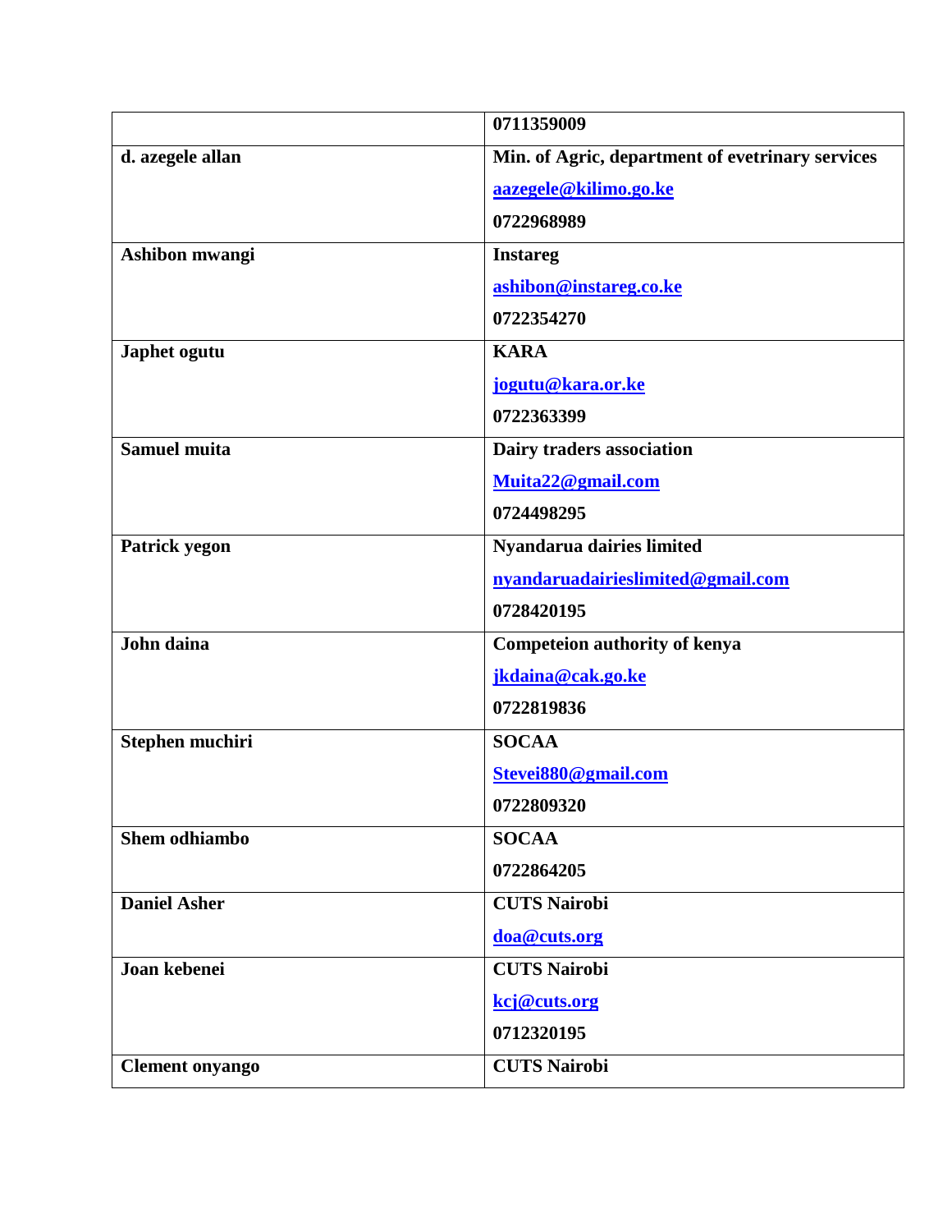| | |
|---|---|
| | **0711359009** |
| **d. azegele allan** | **Min. of Agric, department of evetrinary services**<br>**aazegele@kilimo.go.ke**<br>**0722968989** |
| **Ashibon mwangi** | **Instareg**<br>**ashibon@instareg.co.ke**<br>**0722354270** |
| **Japhet ogutu** | **KARA**<br>**jogutu@kara.or.ke**<br>**0722363399** |
| **Samuel muita** | **Dairy traders association**<br>**Muita22@gmail.com**<br>**0724498295** |
| **Patrick yegon** | **Nyandarua dairies limited**<br>**nyandaruadairieslimited@gmail.com**<br>**0728420195** |
| **John daina** | **Competeion authority of kenya**<br>**jkdaina@cak.go.ke**<br>**0722819836** |
| **Stephen muchiri** | **SOCAA**<br>**Stevei880@gmail.com**<br>**0722809320** |
| **Shem odhiambo** | **SOCAA**<br>**0722864205** |
| **Daniel Asher** | **CUTS Nairobi**<br>**doa@cuts.org** |
| **Joan kebenei** | **CUTS Nairobi**<br>**kcj@cuts.org**<br>**0712320195** |
| **Clement onyango** | **CUTS Nairobi** |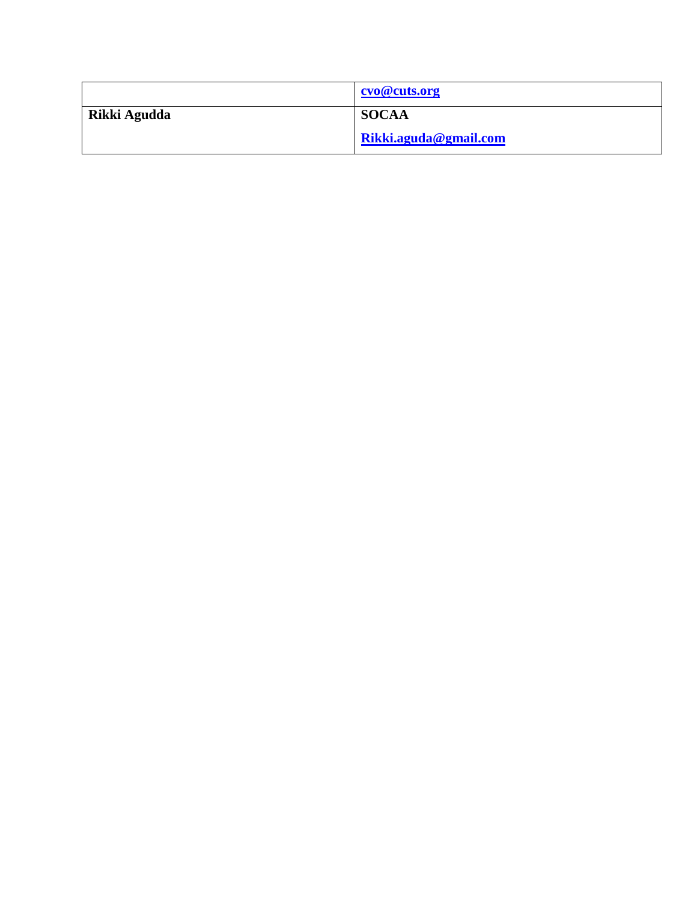| | |
|---|---|
| | **cvo@cuts.org** |
| **Rikki Agudda** | **SOCAA**<br>**Rikki.aguda@gmail.com** |